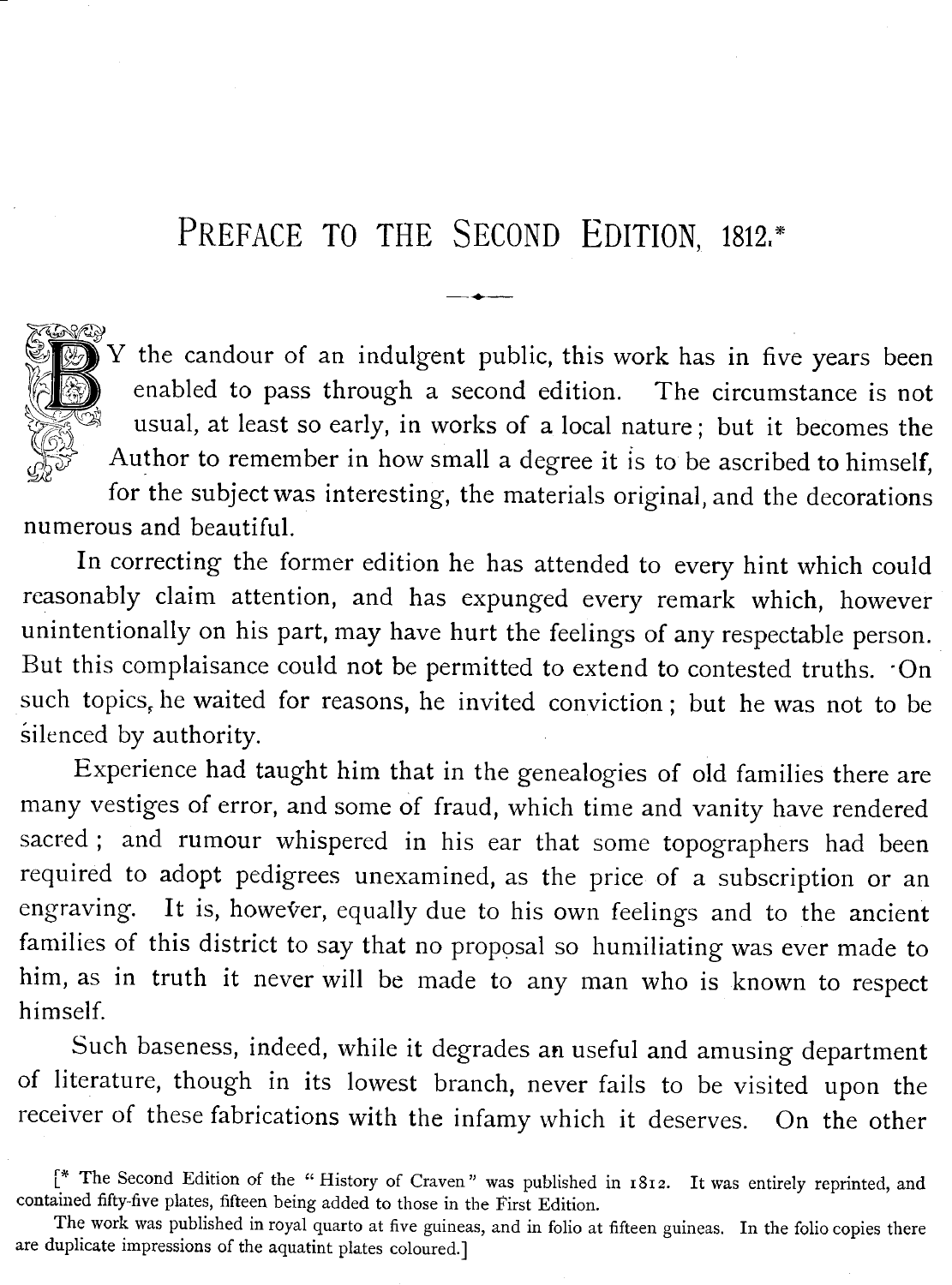# PREFACE TO THE SECOND EDITION, 1812.*

BY the candour of an indulgent public, this work has in five years been enabled to pass through a second edition. The circumstance is not usual, at least so early, in works of a local nature; but it becomes the Author to remember in how small a degree it is to be ascribed to himself, for the subject was interesting, the materials original, and the decorations numerous and beautiful.

In correcting the former edition he has attended to every hint which could reasonably claim attention, and has expunged every remark which, however unintentionally on his part, may have hurt the feelings of any respectable person. But this complaisance could not be permitted to extend to contested truths. On such topics, he waited for reasons, he invited conviction; but he was not to be silenced by authority.

Experience had taught him that in the genealogies of old families there are many vestiges of error, and some of fraud, which time and vanity have rendered sacred; and rumour whispered in his ear that some topographers had been required to adopt pedigrees unexamined, as the price of a subscription or an engraving. It is, however, equally due to his own feelings and to the ancient families of this district to say that no proposal so humiliating was ever made to him, as in truth it never will be made to any man who is known to respect himself.

Such baseness, indeed, while it degrades an useful and amusing department of literature, though in its lowest branch, never fails to be visited upon the receiver of these fabrications with the infamy which it deserves. On the other

[* The Second Edition of the "History of Craven" was published in 1812. It was entirely reprinted, and contained fifty-five plates, fifteen being added to those in the First Edition.

The work was published in royal quarto at five guineas, and in folio at fifteen guineas. In the folio copies there are duplicate impressions of the aquatint plates coloured.]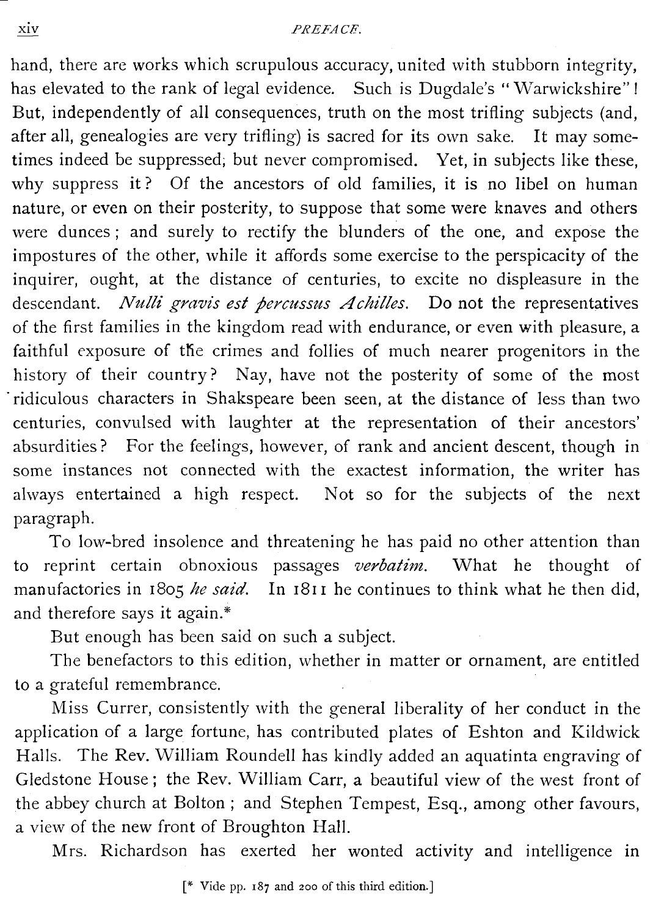hand, there are works which scrupulous accuracy, united with stubborn integrity, has elevated to the rank of legal evidence. Such is Dugdale's "Warwickshire"! But, independently of all consequences, truth on the most trifling subjects (and, after all, genealogies are very trifling) is sacred for its own sake. It may sometimes indeed be suppressed; but never compromised. Yet, in subjects like these, why suppress it? Of the ancestors of old families, it is no libel on human nature, or even on their posterity, to suppose that some were knaves and others were dunces; and surely to rectify the blunders of the one, and expose the impostures of the other, while it affords some exercise to the perspicacity of the inquirer, ought, at the distance of centuries, to excite no displeasure in the descendant. *Nulli gravis est percussus Achilles.* Do not the representatives of the first families in the kingdom read with endurance, or even with pleasure, a faithful exposure of the crimes and follies of much nearer progenitors in the history of their country? Nay, have not the posterity of some of the most ridiculous characters in Shakspeare been seen, at the distance of less than two centuries, convulsed with laughter at the representation of their ancestors' absurdities? For the feelings, however, of rank and ancient descent, though in some instances not connected with the exactest information, the writer has always entertained a high respect. Not so for the subjects of the next paragraph.

To low-bred insolence and threatening he has paid no other attention than to reprint certain obnoxious passages *verbatim*. What he thought of manufactories in 1805 *he said*. In 1811 he continues to think what he then did, and therefore says it again.*

But enough has been said on such a subject.

The benefactors to this edition, whether in matter or ornament, are entitled to a grateful remembrance.

Miss Currer, consistently with the general liberality of her conduct in the application of a large fortune, has contributed plates of Eshton and Kildwick Halls. The Rev. William Roundell has kindly added an aquatinta engraving of Gledstone House; the Rev. William Carr, a beautiful view of the west front of the abbey church at Bolton; and Stephen Tempest, Esq., among other favours, a view of the new front of Broughton Hall.

Mrs. Richardson has exerted her wonted activity and intelligence in

[* Vide pp. 187 and 200 of this third edition.]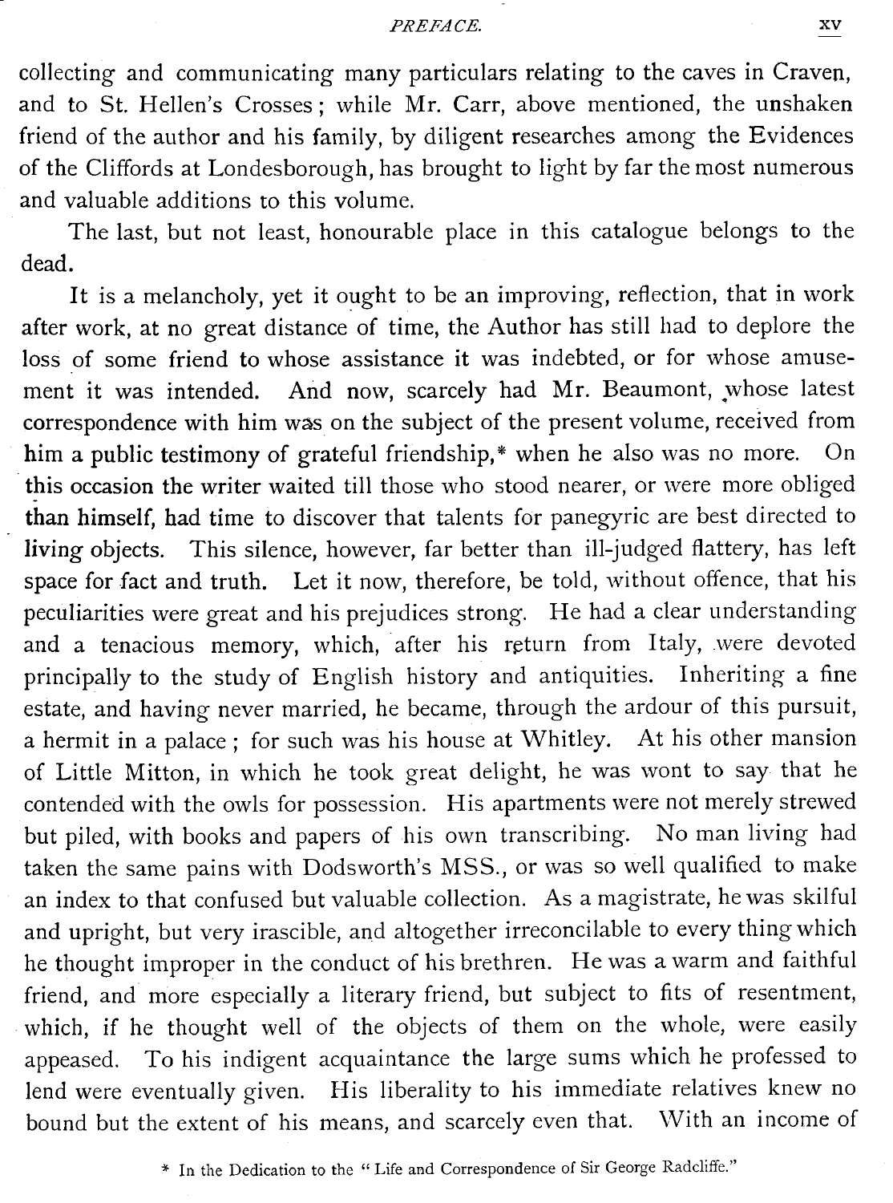collecting and communicating many particulars relating to the caves in Craven, and to St. Hellen's Crosses; while Mr. Carr, above mentioned, the unshaken friend of the author and his family, by diligent researches among the Evidences of the Cliffords at Londesborough, has brought to light by far the most numerous and valuable additions to this volume.

The last, but not least, honourable place in this catalogue belongs to the dead.

It is a melancholy, yet it ought to be an improving, reflection, that in work after work, at no great distance of time, the Author has still had to deplore the loss of some friend to whose assistance it was indebted, or for whose amusement it was intended. And now, scarcely had Mr. Beaumont, whose latest correspondence with him was on the subject of the present volume, received from him a public testimony of grateful friendship,* when he also was no more. On this occasion the writer waited till those who stood nearer, or were more obliged than himself, had time to discover that talents for panegyric are best directed to living objects. This silence, however, far better than ill-judged flattery, has left space for fact and truth. Let it now, therefore, be told, without offence, that his peculiarities were great and his prejudices strong. He had a clear understanding and a tenacious memory, which, after his return from Italy, were devoted principally to the study of English history and antiquities. Inheriting a fine estate, and having never married, he became, through the ardour of this pursuit, a hermit in a palace; for such was his house at Whitley. At his other mansion of Little Mitton, in which he took great delight, he was wont to say that he contended with the owls for possession. His apartments were not merely strewed but piled, with books and papers of his own transcribing. No man living had taken the same pains with Dodsworth's MSS., or was so well qualified to make an index to that confused but valuable collection. As a magistrate, he was skilful and upright, but very irascible, and altogether irreconcilable to every thing which he thought improper in the conduct of his brethren. He was a warm and faithful friend, and more especially a literary friend, but subject to fits of resentment, which, if he thought well of the objects of them on the whole, were easily appeased. To his indigent acquaintance the large sums which he professed to lend were eventually given. His liberality to his immediate relatives knew no bound but the extent of his means, and scarcely even that. With an income of

* In the Dedication to the "Life and Correspondence of Sir George Radcliffe."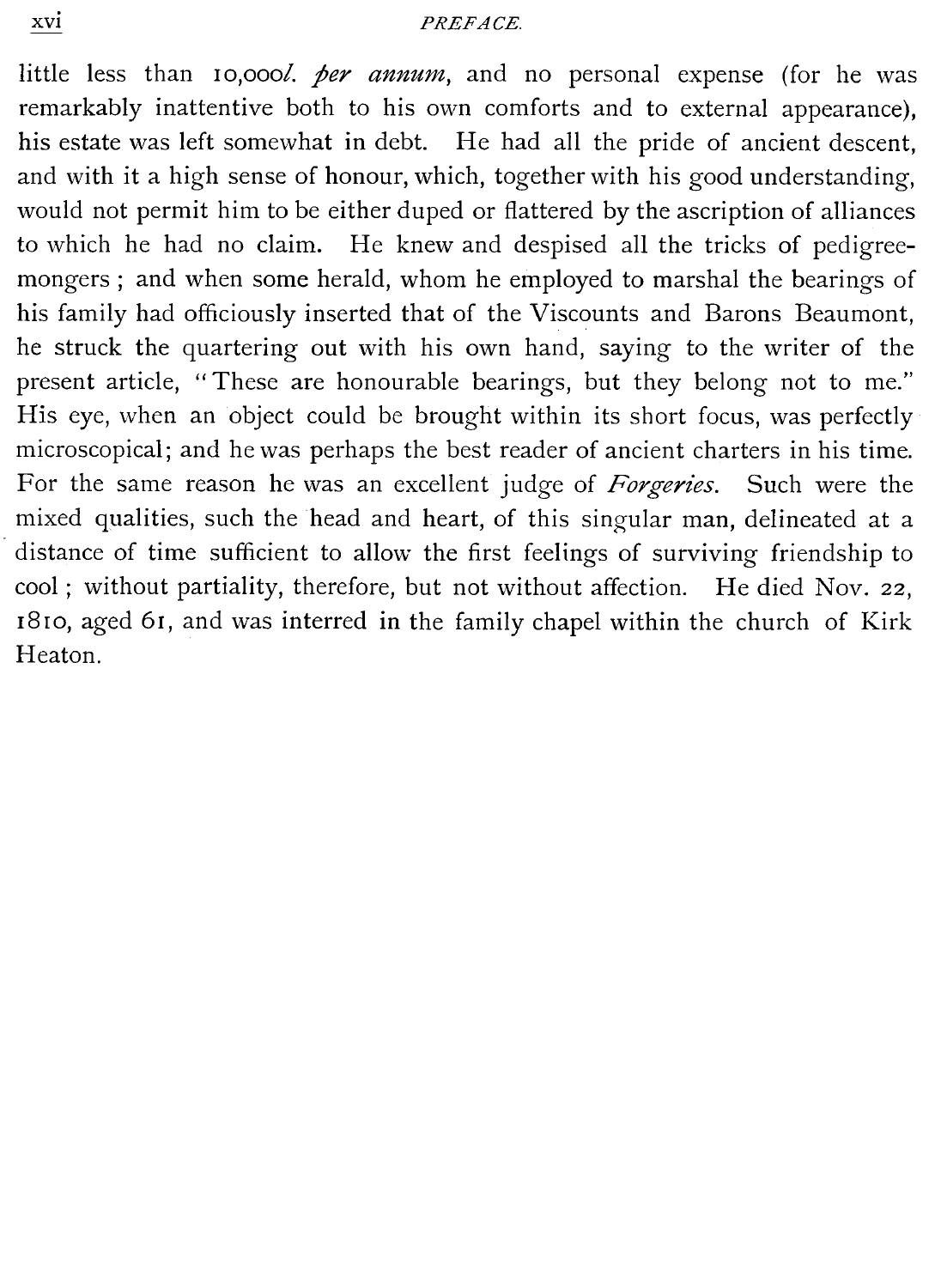little less than 10,000*l.* *per annum*, and no personal expense (for he was remarkably inattentive both to his own comforts and to external appearance), his estate was left somewhat in debt. He had all the pride of ancient descent, and with it a high sense of honour, which, together with his good understanding, would not permit him to be either duped or flattered by the ascription of alliances to which he had no claim. He knew and despised all the tricks of pedigree-mongers; and when some herald, whom he employed to marshal the bearings of his family had officiously inserted that of the Viscounts and Barons Beaumont, he struck the quartering out with his own hand, saying to the writer of the present article, "These are honourable bearings, but they belong not to me." His eye, when an object could be brought within its short focus, was perfectly microscopical; and he was perhaps the best reader of ancient charters in his time. For the same reason he was an excellent judge of *Forgeries*. Such were the mixed qualities, such the head and heart, of this singular man, delineated at a distance of time sufficient to allow the first feelings of surviving friendship to cool; without partiality, therefore, but not without affection. He died Nov. 22, 1810, aged 61, and was interred in the family chapel within the church of Kirk Heaton.